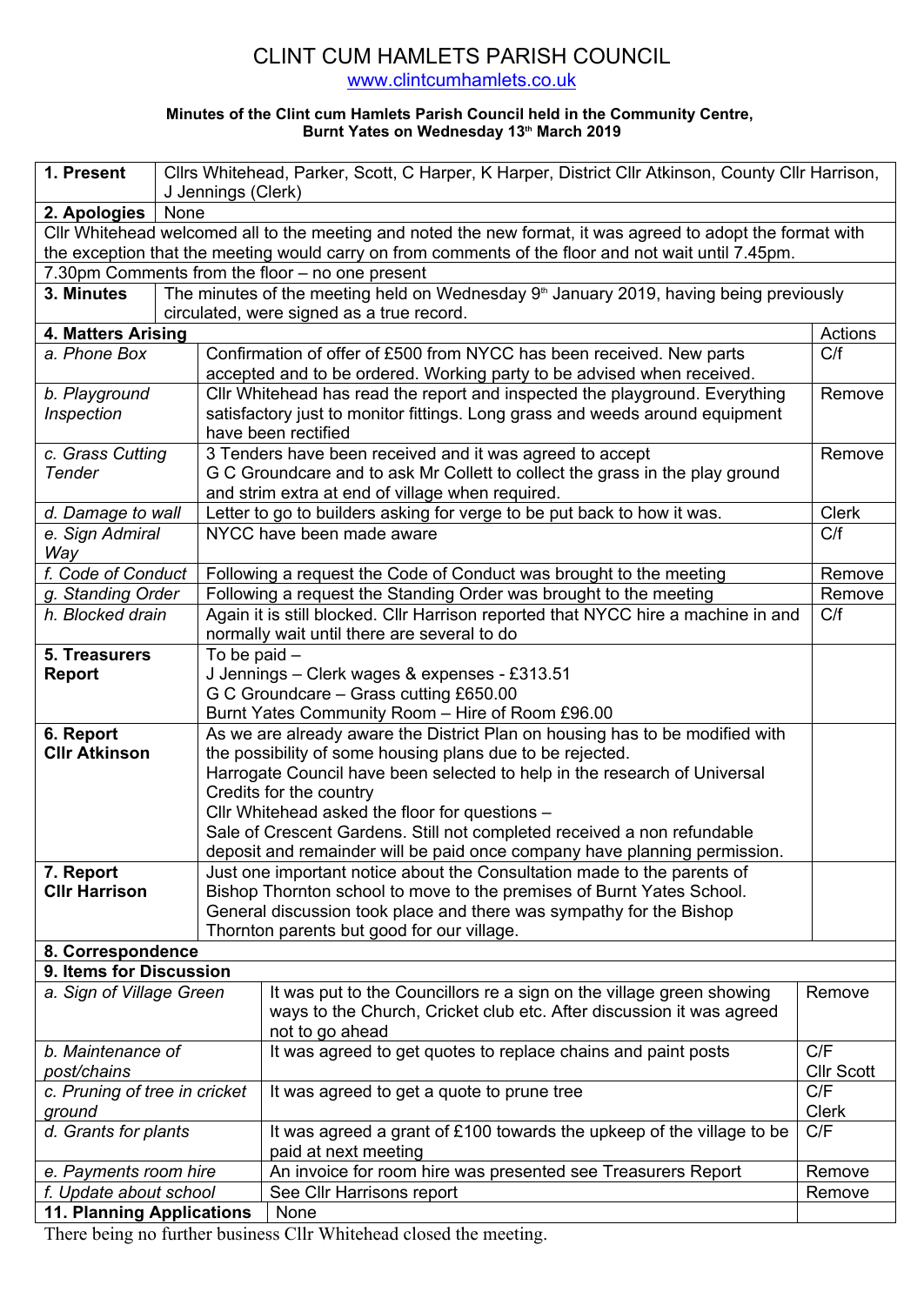# CLINT CUM HAMLETS PARISH COUNCIL

www.clintcumhamlets.co.uk

**Minutes of the Clint cum Hamlets Parish Council held in the Community Centre, Burnt Yates on Wednesday 13th March 2019**

| | | |
|---|---|---|
| **1. Present** | Cllrs Whitehead, Parker, Scott, C Harper, K Harper, District Cllr Atkinson, County Cllr Harrison, J Jennings (Clerk) | |
| **2. Apologies** | None | |
| Cllr Whitehead welcomed all to the meeting and noted the new format, it was agreed to adopt the format with the exception that the meeting would carry on from comments of the floor and not wait until 7.45pm. | | |
| 7.30pm Comments from the floor – no one present | | |
| **3. Minutes** | The minutes of the meeting held on Wednesday 9th January 2019, having being previously circulated, were signed as a true record. | |
| **4. Matters Arising** | | Actions |
| *a. Phone Box* | Confirmation of offer of £500 from NYCC has been received. New parts accepted and to be ordered. Working party to be advised when received. | C/f |
| *b. Playground Inspection* | Cllr Whitehead has read the report and inspected the playground. Everything satisfactory just to monitor fittings. Long grass and weeds around equipment have been rectified | Remove |
| *c. Grass Cutting Tender* | 3 Tenders have been received and it was agreed to accept G C Groundcare and to ask Mr Collett to collect the grass in the play ground and strim extra at end of village when required. | Remove |
| *d. Damage to wall* | Letter to go to builders asking for verge to be put back to how it was. | Clerk |
| *e. Sign Admiral Way* | NYCC have been made aware | C/f |
| *f. Code of Conduct* | Following a request the Code of Conduct was brought to the meeting | Remove |
| *g. Standing Order* | Following a request the Standing Order was brought to the meeting | Remove |
| *h. Blocked drain* | Again it is still blocked. Cllr Harrison reported that NYCC hire a machine in and normally wait until there are several to do | C/f |
| **5. Treasurers Report** | To be paid –<br>J Jennings – Clerk wages & expenses - £313.51<br>G C Groundcare – Grass cutting £650.00<br>Burnt Yates Community Room – Hire of Room £96.00 | |
| **6. Report Cllr Atkinson** | As we are already aware the District Plan on housing has to be modified with the possibility of some housing plans due to be rejected.<br>Harrogate Council have been selected to help in the research of Universal Credits for the country<br>Cllr Whitehead asked the floor for questions –<br>Sale of Crescent Gardens. Still not completed received a non refundable deposit and remainder will be paid once company have planning permission. | |
| **7. Report Cllr Harrison** | Just one important notice about the Consultation made to the parents of Bishop Thornton school to move to the premises of Burnt Yates School. General discussion took place and there was sympathy for the Bishop Thornton parents but good for our village. | |
| **8. Correspondence** | | |
| **9. Items for Discussion** | | |
| *a. Sign of Village Green* | It was put to the Councillors re a sign on the village green showing ways to the Church, Cricket club etc. After discussion it was agreed not to go ahead | Remove |
| *b. Maintenance of post/chains* | It was agreed to get quotes to replace chains and paint posts | C/F<br>Cllr Scott |
| *c. Pruning of tree in cricket ground* | It was agreed to get a quote to prune tree | C/F<br>Clerk |
| *d. Grants for plants* | It was agreed a grant of £100 towards the upkeep of the village to be paid at next meeting | C/F |
| *e. Payments room hire* | An invoice for room hire was presented see Treasurers Report | Remove |
| *f. Update about school* | See Cllr Harrisons report | Remove |
| **11. Planning Applications** | None | |

There being no further business Cllr Whitehead closed the meeting.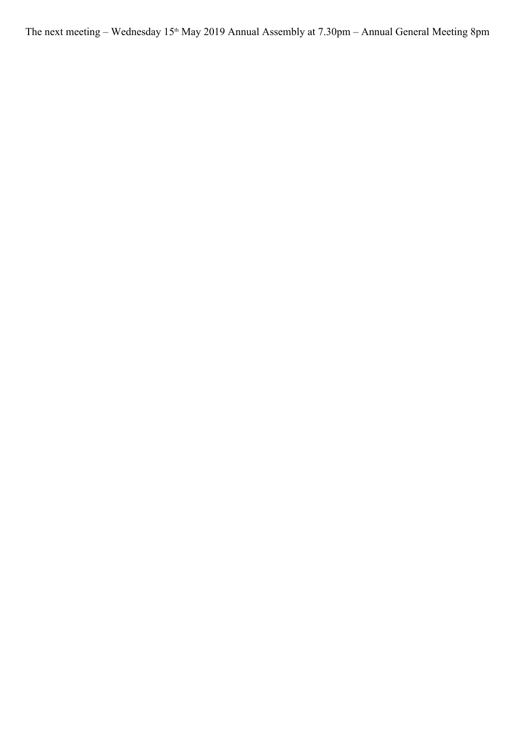The next meeting – Wednesday 15th May 2019 Annual Assembly at 7.30pm – Annual General Meeting 8pm